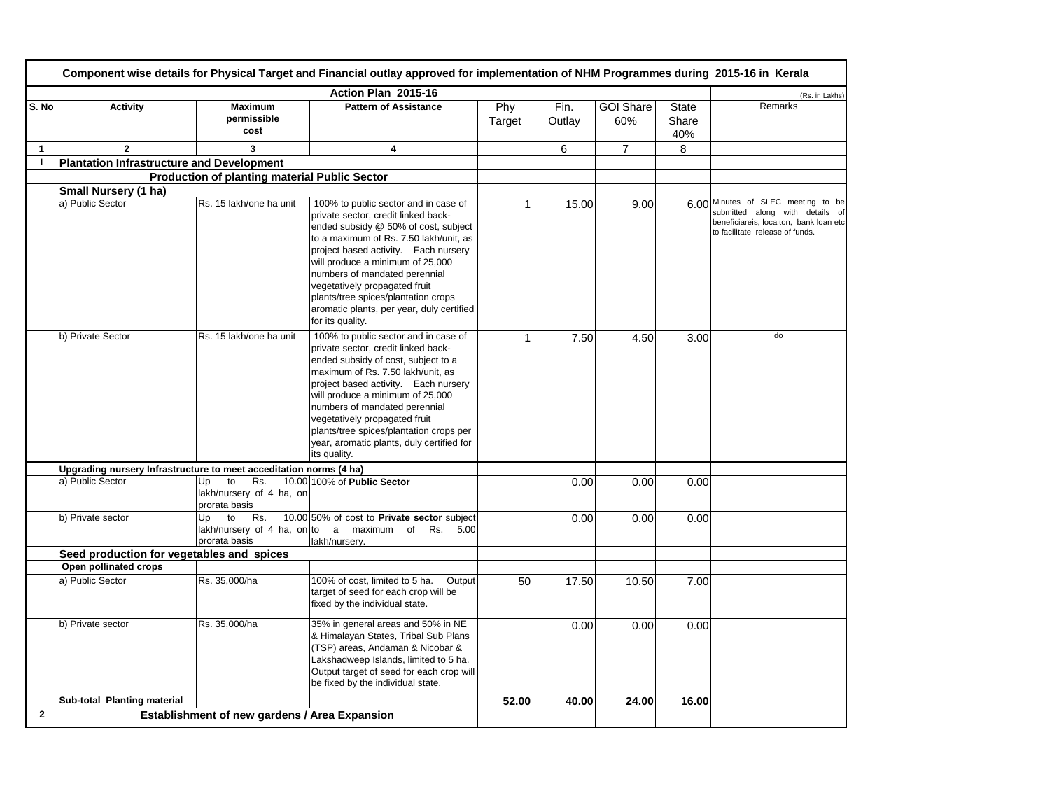**Component wise details for Physical Target and Financial outlay approved for implementation of NHM Programmes during 2015-16 in Kerala**

| | Action Plan 2015-16 | | | | | | | (Rs. in Lakhs) |
|---|---|---|---|---|---|---|---|---|
| S. No | Activity | Maximum permissible cost | Pattern of Assistance | Phy Target | Fin. Outlay | GOI Share 60% | State Share 40% | Remarks |
| 1 | 2 | 3 | 4 | | 6 | 7 | 8 | |
| I | **Plantation Infrastructure and Development** | | | | | | | |
| | **Production of planting material Public Sector** | | | | | | | |
| | **Small Nursery (1 ha)** | | | | | | | |
| | a) Public Sector | Rs. 15 lakh/one ha unit | 100% to public sector and in case of private sector, credit linked back-ended subsidy @ 50% of cost, subject to a maximum of Rs. 7.50 lakh/unit, as project based activity. Each nursery will produce a minimum of 25,000 numbers of mandated perennial vegetatively propagated fruit plants/tree spices/plantation crops aromatic plants, per year, duly certified for its quality. | 1 | 15.00 | 9.00 | 6.00 | Minutes of SLEC meeting to be submitted along with details of beneficiareis, locaiton, bank loan etc to facilitate release of funds. |
| | b) Private Sector | Rs. 15 lakh/one ha unit | 100% to public sector and in case of private sector, credit linked back-ended subsidy of cost, subject to a maximum of Rs. 7.50 lakh/unit, as project based activity. Each nursery will produce a minimum of 25,000 numbers of mandated perennial vegetatively propagated fruit plants/tree spices/plantation crops per year, aromatic plants, duly certified for its quality. | 1 | 7.50 | 4.50 | 3.00 | do |
| | **Upgrading nursery Infrastructure to meet acceditation norms (4 ha)** | | | | | | | |
| | a) Public Sector | Up to Rs. 10.00 lakh/nursery of 4 ha, on prorata basis | 100% of **Public Sector** | | 0.00 | 0.00 | 0.00 | |
| | b) Private sector | Up to Rs. 10.00 lakh/nursery of 4 ha, on prorata basis | 50% of cost to **Private sector** subject to a maximum of Rs. 5.00 lakh/nursery. | | 0.00 | 0.00 | 0.00 | |
| | **Seed production for vegetables and spices** | | | | | | | |
| | **Open pollinated crops** | | | | | | | |
| | a) Public Sector | Rs. 35,000/ha | 100% of cost, limited to 5 ha. Output target of seed for each crop will be fixed by the individual state. | 50 | 17.50 | 10.50 | 7.00 | |
| | b) Private sector | Rs. 35,000/ha | 35% in general areas and 50% in NE & Himalayan States, Tribal Sub Plans (TSP) areas, Andaman & Nicobar & Lakshadweep Islands, limited to 5 ha. Output target of seed for each crop will be fixed by the individual state. | | 0.00 | 0.00 | 0.00 | |
| | **Sub-total Planting material** | | | **52.00** | **40.00** | **24.00** | **16.00** | |
| **2** | **Establishment of new gardens / Area Expansion** | | | | | | | |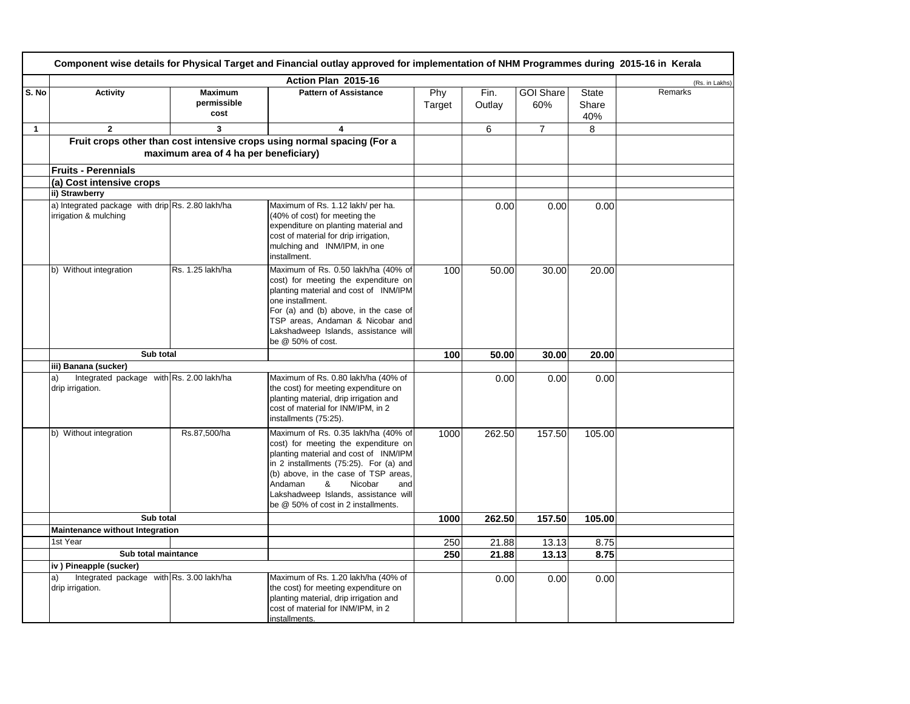**Component wise details for Physical Target and Financial outlay approved for implementation of NHM Programmes during 2015-16 in Kerala**

| | Action Plan 2015-16 | | | | | | | (Rs. in Lakhs) |
|---|---|---|---|---|---|---|---|---|
| S. No | Activity | Maximum permissible cost | Pattern of Assistance | Phy Target | Fin. Outlay | GOI Share 60% | State Share 40% | Remarks |
| 1 | 2 | 3 | 4 | | 6 | 7 | 8 | |
| | **Fruit crops other than cost intensive crops using normal spacing (For a maximum area of 4 ha per beneficiary)** | | | | | | | |
| | **Fruits - Perennials** | | | | | | | |
| | **(a) Cost intensive crops** | | | | | | | |
| | **ii) Strawberry** | | | | | | | |
| | a) Integrated package with drip irrigation & mulching | Rs. 2.80 lakh/ha | Maximum of Rs. 1.12 lakh/ per ha. (40% of cost) for meeting the expenditure on planting material and cost of material for drip irrigation, mulching and INM/IPM, in one installment. | | 0.00 | 0.00 | 0.00 | |
| | b) Without integration | Rs. 1.25 lakh/ha | Maximum of Rs. 0.50 lakh/ha (40% of cost) for meeting the expenditure on planting material and cost of INM/IPM one installment. For (a) and (b) above, in the case of TSP areas, Andaman & Nicobar and Lakshadweep Islands, assistance will be @ 50% of cost. | 100 | 50.00 | 30.00 | 20.00 | |
| | **Sub total** | | | **100** | **50.00** | **30.00** | **20.00** | |
| | **iii) Banana (sucker)** | | | | | | | |
| | a) Integrated package with drip irrigation. | Rs. 2.00 lakh/ha | Maximum of Rs. 0.80 lakh/ha (40% of the cost) for meeting expenditure on planting material, drip irrigation and cost of material for INM/IPM, in 2 installments (75:25). | | 0.00 | 0.00 | 0.00 | |
| | b) Without integration | Rs.87,500/ha | Maximum of Rs. 0.35 lakh/ha (40% of cost) for meeting the expenditure on planting material and cost of INM/IPM in 2 installments (75:25). For (a) and (b) above, in the case of TSP areas, Andaman & Nicobar and Lakshadweep Islands, assistance will be @ 50% of cost in 2 installments. | 1000 | 262.50 | 157.50 | 105.00 | |
| | **Sub total** | | | **1000** | **262.50** | **157.50** | **105.00** | |
| | **Maintenance without Integration** | | | | | | | |
| | 1st Year | | | 250 | 21.88 | 13.13 | 8.75 | |
| | **Sub total maintance** | | | **250** | **21.88** | **13.13** | **8.75** | |
| | **iv ) Pineapple (sucker)** | | | | | | | |
| | a) Integrated package with drip irrigation. | Rs. 3.00 lakh/ha | Maximum of Rs. 1.20 lakh/ha (40% of the cost) for meeting expenditure on planting material, drip irrigation and cost of material for INM/IPM, in 2 installments. | | 0.00 | 0.00 | 0.00 | |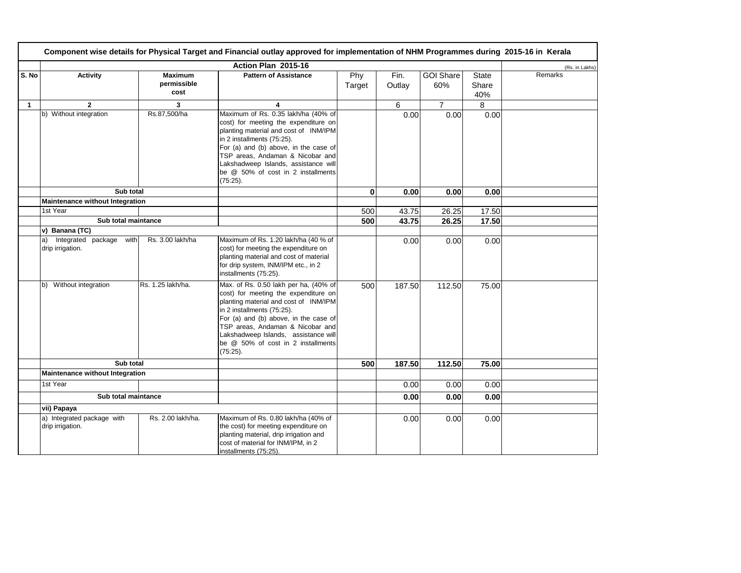**Component wise details for Physical Target and Financial outlay approved for implementation of NHM Programmes during 2015-16 in Kerala**

**Action Plan 2015-16** (Rs. in Lakhs)

| S. No | Activity | Maximum permissible cost | Pattern of Assistance | Phy Target | Fin. Outlay | GOI Share 60% | State Share 40% | Remarks |
|---|---|---|---|---|---|---|---|---|
| 1 | 2 | 3 | 4 | | 6 | 7 | 8 | |
| | b) Without integration | Rs.87,500/ha | Maximum of Rs. 0.35 lakh/ha (40% of cost) for meeting the expenditure on planting material and cost of INM/IPM in 2 installments (75:25). For (a) and (b) above, in the case of TSP areas, Andaman & Nicobar and Lakshadweep Islands, assistance will be @ 50% of cost in 2 installments (75:25). | | 0.00 | 0.00 | 0.00 | |
| | **Sub total** | | | **0** | **0.00** | **0.00** | **0.00** | |
| | **Maintenance without Integration** | | | | | | | |
| | 1st Year | | | 500 | 43.75 | 26.25 | 17.50 | |
| | **Sub total maintance** | | | **500** | **43.75** | **26.25** | **17.50** | |
| | **v) Banana (TC)** | | | | | | | |
| | a) Integrated package with drip irrigation. | Rs. 3.00 lakh/ha | Maximum of Rs. 1.20 lakh/ha (40 % of cost) for meeting the expenditure on planting material and cost of material for drip system, INM/IPM etc., in 2 installments (75:25). | | 0.00 | 0.00 | 0.00 | |
| | b) Without integration | Rs. 1.25 lakh/ha. | Max. of Rs. 0.50 lakh per ha, (40% of cost) for meeting the expenditure on planting material and cost of INM/IPM in 2 installments (75:25). For (a) and (b) above, in the case of TSP areas, Andaman & Nicobar and Lakshadweep Islands, assistance will be @ 50% of cost in 2 installments (75:25). | 500 | 187.50 | 112.50 | 75.00 | |
| | **Sub total** | | | **500** | **187.50** | **112.50** | **75.00** | |
| | **Maintenance without Integration** | | | | | | | |
| | 1st Year | | | | 0.00 | 0.00 | 0.00 | |
| | **Sub total maintance** | | | | **0.00** | **0.00** | **0.00** | |
| | **vii) Papaya** | | | | | | | |
| | a) Integrated package with drip irrigation. | Rs. 2.00 lakh/ha. | Maximum of Rs. 0.80 lakh/ha (40% of the cost) for meeting expenditure on planting material, drip irrigation and cost of material for INM/IPM, in 2 installments (75:25). | | 0.00 | 0.00 | 0.00 | |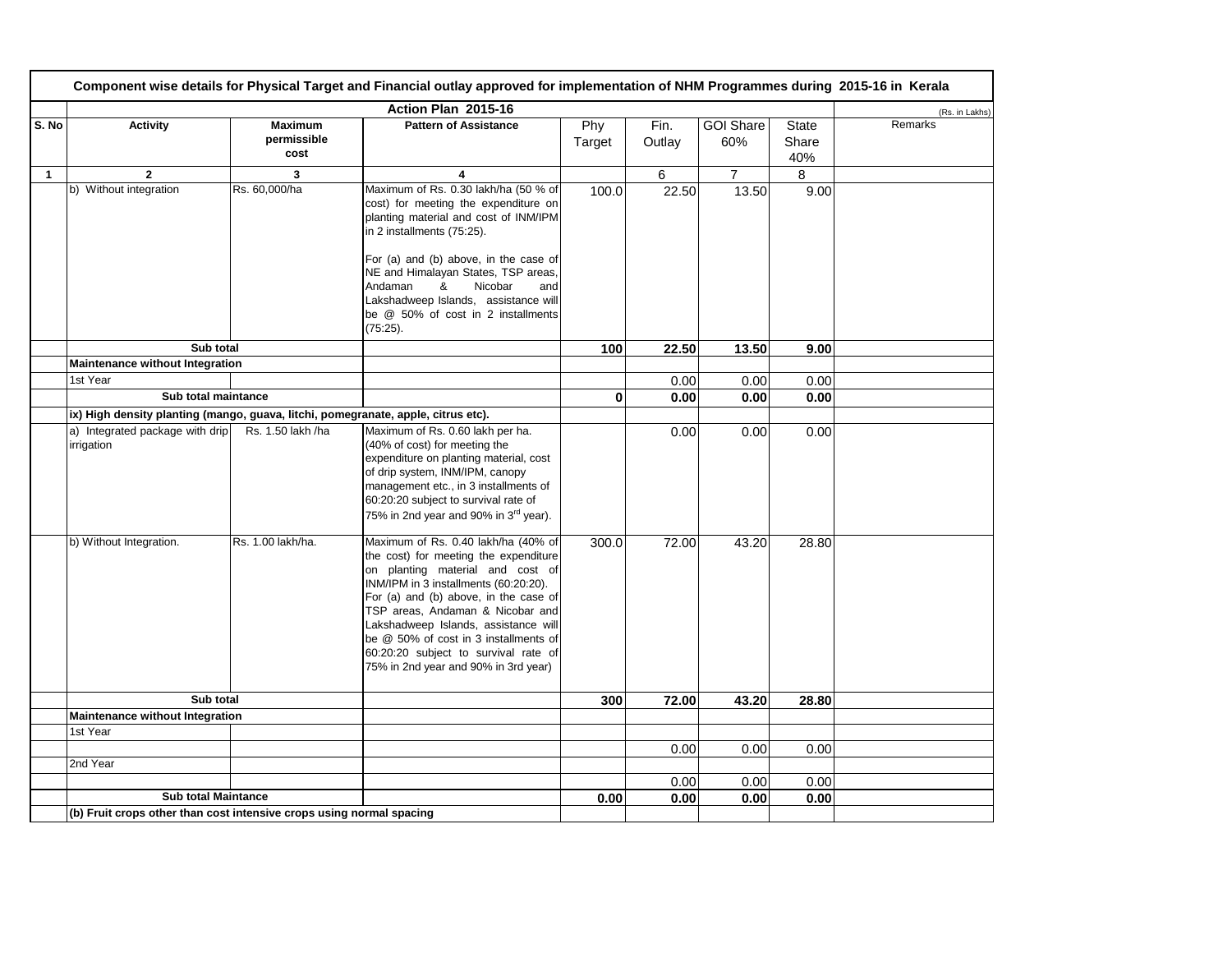**Component wise details for Physical Target and Financial outlay approved for implementation of NHM Programmes during 2015-16 in Kerala**

**Action Plan 2015-16**

(Rs. in Lakhs)

| S. No | Activity | Maximum permissible cost | Pattern of Assistance | Phy Target | Fin. Outlay | GOI Share 60% | State Share 40% | Remarks |
|---|---|---|---|---|---|---|---|---|
| 1 | 2 | 3 | 4 | | 6 | 7 | 8 | |
| | b) Without integration | Rs. 60,000/ha | Maximum of Rs. 0.30 lakh/ha (50 % of cost) for meeting the expenditure on planting material and cost of INM/IPM in 2 installments (75:25).<br><br>For (a) and (b) above, in the case of NE and Himalayan States, TSP areas, Andaman & Nicobar and Lakshadweep Islands, assistance will be @ 50% of cost in 2 installments (75:25). | 100.0 | 22.50 | 13.50 | 9.00 | |
| | **Sub total** | | | **100** | **22.50** | **13.50** | **9.00** | |
| | **Maintenance without Integration** | | | | | | | |
| | 1st Year | | | | 0.00 | 0.00 | 0.00 | |
| | **Sub total maintance** | | | **0** | **0.00** | **0.00** | **0.00** | |
| | **ix) High density planting (mango, guava, litchi, pomegranate, apple, citrus etc).** | | | | | | | |
| | a) Integrated package with drip irrigation | Rs. 1.50 lakh /ha | Maximum of Rs. 0.60 lakh per ha. (40% of cost) for meeting the expenditure on planting material, cost of drip system, INM/IPM, canopy management etc., in 3 installments of 60:20:20 subject to survival rate of 75% in 2nd year and 90% in 3rd year). | | 0.00 | 0.00 | 0.00 | |
| | b) Without Integration. | Rs. 1.00 lakh/ha. | Maximum of Rs. 0.40 lakh/ha (40% of the cost) for meeting the expenditure on planting material and cost of INM/IPM in 3 installments (60:20:20). For (a) and (b) above, in the case of TSP areas, Andaman & Nicobar and Lakshadweep Islands, assistance will be @ 50% of cost in 3 installments of 60:20:20 subject to survival rate of 75% in 2nd year and 90% in 3rd year) | 300.0 | 72.00 | 43.20 | 28.80 | |
| | **Sub total** | | | **300** | **72.00** | **43.20** | **28.80** | |
| | **Maintenance without Integration** | | | | | | | |
| | 1st Year | | | | | | | |
| | | | | | 0.00 | 0.00 | 0.00 | |
| | 2nd Year | | | | | | | |
| | | | | | 0.00 | 0.00 | 0.00 | |
| | **Sub total Maintance** | | | **0.00** | **0.00** | **0.00** | **0.00** | |
| | **(b) Fruit crops other than cost intensive crops using normal spacing** | | | | | | | |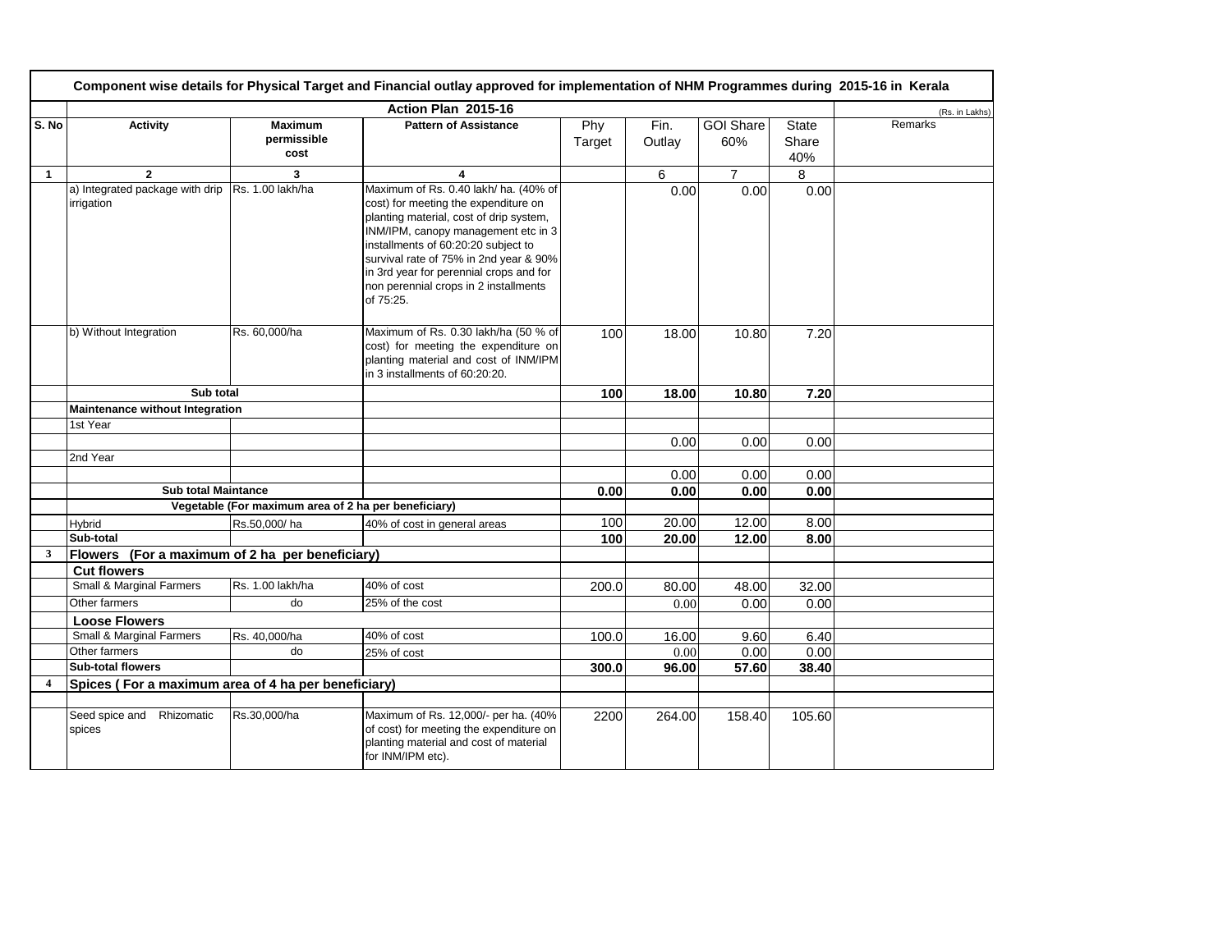**Component wise details for Physical Target and Financial outlay approved for implementation of NHM Programmes during 2015-16 in Kerala**

| | Action Plan 2015-16 | | | | | | | (Rs. in Lakhs) |
|---|---|---|---|---|---|---|---|---|
| S. No | Activity | Maximum permissible cost | Pattern of Assistance | Phy Target | Fin. Outlay | GOI Share 60% | State Share 40% | Remarks |
| 1 | 2 | 3 | 4 | | 6 | 7 | 8 | |
| | a) Integrated package with drip irrigation | Rs. 1.00 lakh/ha | Maximum of Rs. 0.40 lakh/ ha. (40% of cost) for meeting the expenditure on planting material, cost of drip system, INM/IPM, canopy management etc in 3 installments of 60:20:20 subject to survival rate of 75% in 2nd year & 90% in 3rd year for perennial crops and for non perennial crops in 2 installments of 75:25. | | 0.00 | 0.00 | 0.00 | |
| | b) Without Integration | Rs. 60,000/ha | Maximum of Rs. 0.30 lakh/ha (50 % of cost) for meeting the expenditure on planting material and cost of INM/IPM in 3 installments of 60:20:20. | 100 | 18.00 | 10.80 | 7.20 | |
| | **Sub total** | | | **100** | **18.00** | **10.80** | **7.20** | |
| | **Maintenance without Integration** | | | | | | | |
| | 1st Year | | | | | | | |
| | | | | | 0.00 | 0.00 | 0.00 | |
| | 2nd Year | | | | | | | |
| | | | | | 0.00 | 0.00 | 0.00 | |
| | **Sub total Maintance** | | | **0.00** | **0.00** | **0.00** | **0.00** | |
| | **Vegetable (For maximum area of 2 ha per beneficiary)** | | | | | | | |
| | Hybrid | Rs.50,000/ ha | 40% of cost in general areas | 100 | 20.00 | 12.00 | 8.00 | |
| | **Sub-total** | | | **100** | **20.00** | **12.00** | **8.00** | |
| **3** | **Flowers (For a maximum of 2 ha per beneficiary)** | | | | | | | |
| | **Cut flowers** | | | | | | | |
| | Small & Marginal Farmers | Rs. 1.00 lakh/ha | 40% of cost | 200.0 | 80.00 | 48.00 | 32.00 | |
| | Other farmers | do | 25% of the cost | | 0.00 | 0.00 | 0.00 | |
| | **Loose Flowers** | | | | | | | |
| | Small & Marginal Farmers | Rs. 40,000/ha | 40% of cost | 100.0 | 16.00 | 9.60 | 6.40 | |
| | Other farmers | do | 25% of cost | | 0.00 | 0.00 | 0.00 | |
| | **Sub-total flowers** | | | **300.0** | **96.00** | **57.60** | **38.40** | |
| **4** | **Spices ( For a maximum area of 4 ha per beneficiary)** | | | | | | | |
| | | | | | | | | |
| | Seed spice and Rhizomatic spices | Rs.30,000/ha | Maximum of Rs. 12,000/- per ha. (40% of cost) for meeting the expenditure on planting material and cost of material for INM/IPM etc). | 2200 | 264.00 | 158.40 | 105.60 | |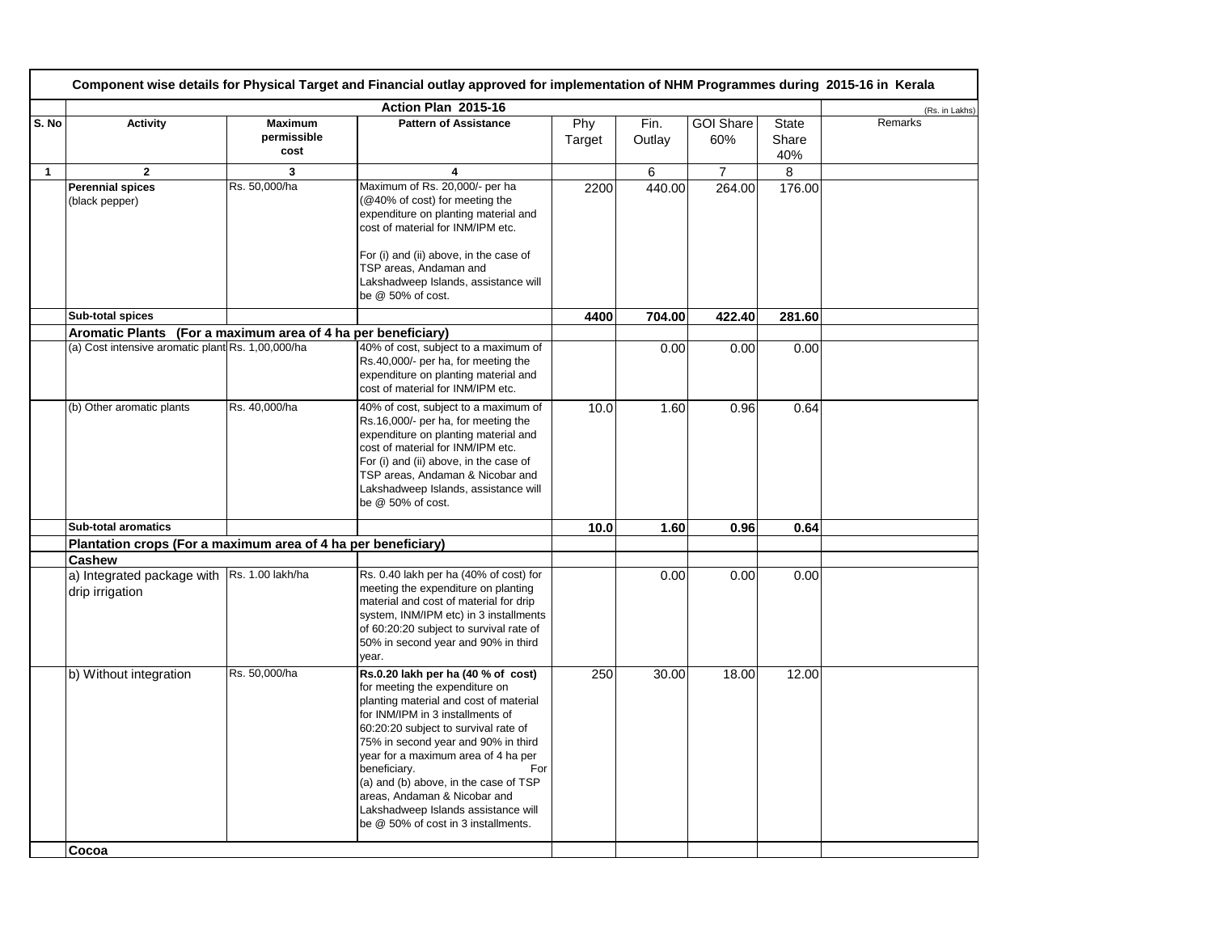| Component wise details for Physical Target and Financial outlay approved for implementation of NHM Programmes during 2015-16 in Kerala | | | | | | | | | |
|---|---|---|---|---|---|---|---|---|---|
| | Action Plan 2015-16 | | | | | | | | (Rs. in Lakhs) |
| S. No | Activity | Maximum permissible cost | Pattern of Assistance | Phy Target | Fin. Outlay | GOI Share 60% | State Share 40% | | Remarks |
| 1 | 2 | 3 | 4 | | 6 | 7 | 8 | | |
| | **Perennial spices** (black pepper) | Rs. 50,000/ha | Maximum of Rs. 20,000/- per ha (@40% of cost) for meeting the expenditure on planting material and cost of material for INM/IPM etc. For (i) and (ii) above, in the case of TSP areas, Andaman and Lakshadweep Islands, assistance will be @ 50% of cost. | 2200 | 440.00 | 264.00 | 176.00 | | |
| | **Sub-total spices** | | | **4400** | **704.00** | **422.40** | **281.60** | | |
| | **Aromatic Plants (For a maximum area of 4 ha per beneficiary)** | | | | | | | | |
| | (a) Cost intensive aromatic plant | Rs. 1,00,000/ha | 40% of cost, subject to a maximum of Rs.40,000/- per ha, for meeting the expenditure on planting material and cost of material for INM/IPM etc. | | 0.00 | 0.00 | 0.00 | | |
| | (b) Other aromatic plants | Rs. 40,000/ha | 40% of cost, subject to a maximum of Rs.16,000/- per ha, for meeting the expenditure on planting material and cost of material for INM/IPM etc. For (i) and (ii) above, in the case of TSP areas, Andaman & Nicobar and Lakshadweep Islands, assistance will be @ 50% of cost. | 10.0 | 1.60 | 0.96 | 0.64 | | |
| | **Sub-total aromatics** | | | **10.0** | **1.60** | **0.96** | **0.64** | | |
| | **Plantation crops (For a maximum area of 4 ha per beneficiary)** | | | | | | | | |
| | **Cashew** | | | | | | | | |
| | a) Integrated package with drip irrigation | Rs. 1.00 lakh/ha | Rs. 0.40 lakh per ha (40% of cost) for meeting the expenditure on planting material and cost of material for drip system, INM/IPM etc) in 3 installments of 60:20:20 subject to survival rate of 50% in second year and 90% in third year. | | 0.00 | 0.00 | 0.00 | | |
| | b) Without integration | Rs. 50,000/ha | **Rs.0.20 lakh per ha (40 % of cost)** for meeting the expenditure on planting material and cost of material for INM/IPM in 3 installments of 60:20:20 subject to survival rate of 75% in second year and 90% in third year for a maximum area of 4 ha per beneficiary. For (a) and (b) above, in the case of TSP areas, Andaman & Nicobar and Lakshadweep Islands assistance will be @ 50% of cost in 3 installments. | 250 | 30.00 | 18.00 | 12.00 | | |
| | **Cocoa** | | | | | | | | |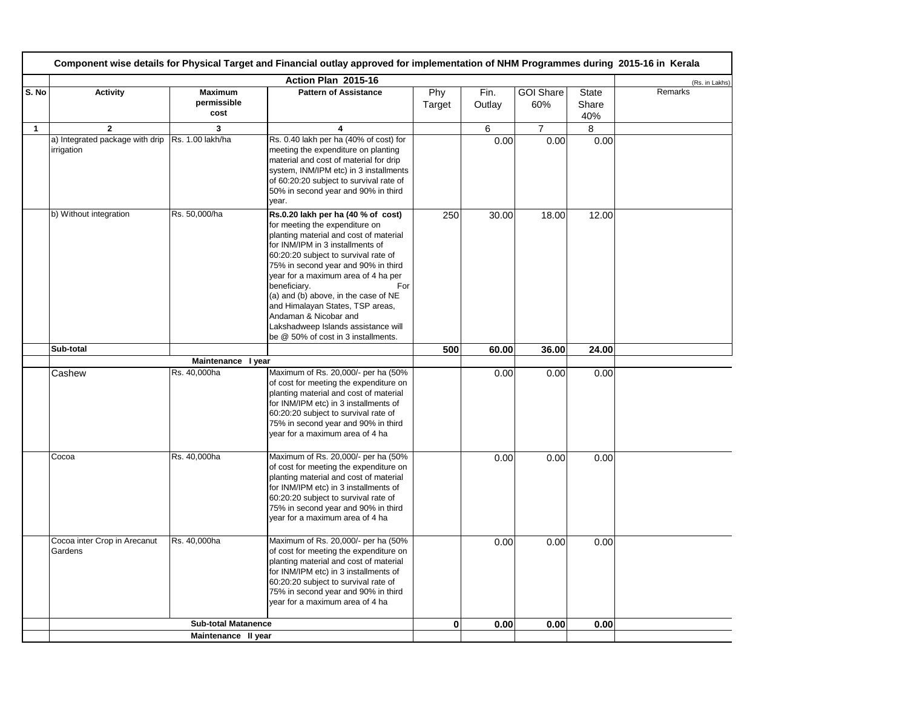## Component wise details for Physical Target and Financial outlay approved for implementation of NHM Programmes during 2015-16 in Kerala

| | Action Plan 2015-16 | | | | | | | (Rs. in Lakhs) |
|---|---|---|---|---|---|---|---|---|
| S. No | Activity | Maximum permissible cost | Pattern of Assistance | Phy Target | Fin. Outlay | GOI Share 60% | State Share 40% | Remarks |
| 1 | 2 | 3 | 4 | | 6 | 7 | 8 | |
| | a) Integrated package with drip irrigation | Rs. 1.00 lakh/ha | Rs. 0.40 lakh per ha (40% of cost) for meeting the expenditure on planting material and cost of material for drip system, INM/IPM etc) in 3 installments of 60:20:20 subject to survival rate of 50% in second year and 90% in third year. | | 0.00 | 0.00 | 0.00 | |
| | b) Without integration | Rs. 50,000/ha | **Rs.0.20 lakh per ha (40 % of cost)** for meeting the expenditure on planting material and cost of material for INM/IPM in 3 installments of 60:20:20 subject to survival rate of 75% in second year and 90% in third year for a maximum area of 4 ha per beneficiary. For (a) and (b) above, in the case of NE and Himalayan States, TSP areas, Andaman & Nicobar and Lakshadweep Islands assistance will be @ 50% of cost in 3 installments. | 250 | 30.00 | 18.00 | 12.00 | |
| | **Sub-total** | | | **500** | **60.00** | **36.00** | **24.00** | |
| | | **Maintenance I year** | | | | | | |
| | Cashew | Rs. 40,000ha | Maximum of Rs. 20,000/- per ha (50% of cost for meeting the expenditure on planting material and cost of material for INM/IPM etc) in 3 installments of 60:20:20 subject to survival rate of 75% in second year and 90% in third year for a maximum area of 4 ha | | 0.00 | 0.00 | 0.00 | |
| | Cocoa | Rs. 40,000ha | Maximum of Rs. 20,000/- per ha (50% of cost for meeting the expenditure on planting material and cost of material for INM/IPM etc) in 3 installments of 60:20:20 subject to survival rate of 75% in second year and 90% in third year for a maximum area of 4 ha | | 0.00 | 0.00 | 0.00 | |
| | Cocoa inter Crop in Arecanut Gardens | Rs. 40,000ha | Maximum of Rs. 20,000/- per ha (50% of cost for meeting the expenditure on planting material and cost of material for INM/IPM etc) in 3 installments of 60:20:20 subject to survival rate of 75% in second year and 90% in third year for a maximum area of 4 ha | | 0.00 | 0.00 | 0.00 | |
| | | **Sub-total Matanence** | | **0** | **0.00** | **0.00** | **0.00** | |
| | | **Maintenance II year** | | | | | | |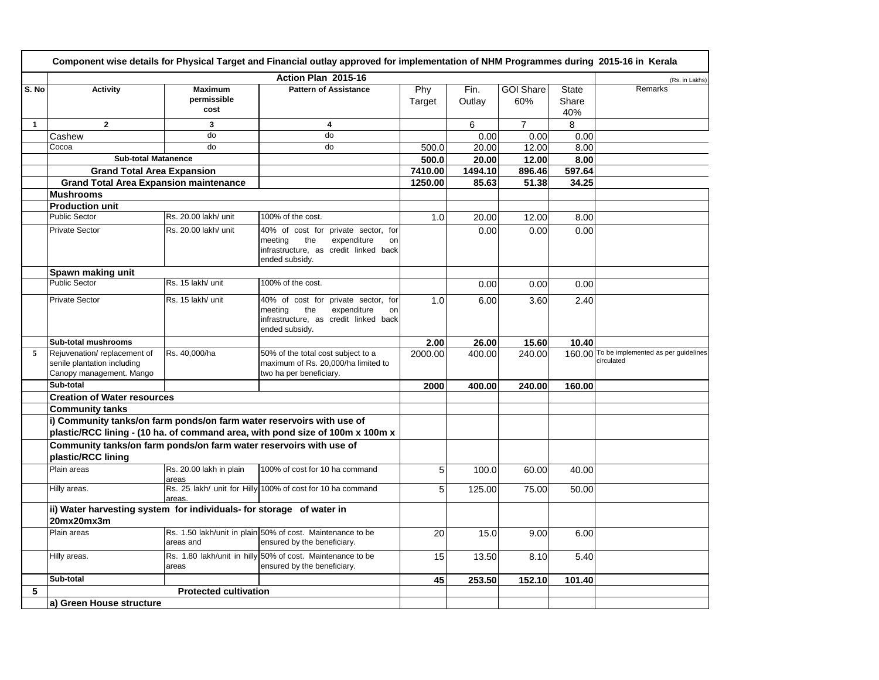**Component wise details for Physical Target and Financial outlay approved for implementation of NHM Programmes during 2015-16 in Kerala**

| | Action Plan 2015-16 | | | | | | | (Rs. in Lakhs) |
|---|---|---|---|---|---|---|---|---|
| S. No | Activity | Maximum permissible cost | Pattern of Assistance | Phy Target | Fin. Outlay | GOI Share 60% | State Share 40% | Remarks |
| 1 | 2 | 3 | 4 | | 6 | 7 | 8 | |
| | Cashew | do | do | | 0.00 | 0.00 | 0.00 | |
| | Cocoa | do | do | 500.0 | 20.00 | 12.00 | 8.00 | |
| | **Sub-total Matanence** | | | **500.0** | **20.00** | **12.00** | **8.00** | |
| | **Grand Total Area Expansion** | | | **7410.00** | **1494.10** | **896.46** | **597.64** | |
| | **Grand Total Area Expansion maintenance** | | | **1250.00** | **85.63** | **51.38** | **34.25** | |
| | **Mushrooms** | | | | | | | |
| | **Production unit** | | | | | | | |
| | Public Sector | Rs. 20.00 lakh/ unit | 100% of the cost. | 1.0 | 20.00 | 12.00 | 8.00 | |
| | Private Sector | Rs. 20.00 lakh/ unit | 40% of cost for private sector, for meeting the expenditure on infrastructure, as credit linked back ended subsidy. | | 0.00 | 0.00 | 0.00 | |
| | **Spawn making unit** | | | | | | | |
| | Public Sector | Rs. 15 lakh/ unit | 100% of the cost. | | 0.00 | 0.00 | 0.00 | |
| | Private Sector | Rs. 15 lakh/ unit | 40% of cost for private sector, for meeting the expenditure on infrastructure, as credit linked back ended subsidy. | 1.0 | 6.00 | 3.60 | 2.40 | |
| | **Sub-total mushrooms** | | | **2.00** | **26.00** | **15.60** | **10.40** | |
| 5 | Rejuvenation/ replacement of senile plantation including Canopy management. Mango | Rs. 40,000/ha | 50% of the total cost subject to a maximum of Rs. 20,000/ha limited to two ha per beneficiary. | 2000.00 | 400.00 | 240.00 | 160.00 | To be implemented as per guidelines circulated |
| | **Sub-total** | | | **2000** | **400.00** | **240.00** | **160.00** | |
| | **Creation of Water resources** | | | | | | | |
| | **Community tanks** | | | | | | | |
| | **i) Community tanks/on farm ponds/on farm water reservoirs with use of plastic/RCC lining - (10 ha. of command area, with pond size of 100m x 100m x** | | | | | | | |
| | **Community tanks/on farm ponds/on farm water reservoirs with use of plastic/RCC lining** | | | | | | | |
| | Plain areas | Rs. 20.00 lakh in plain areas | 100% of cost for 10 ha command | 5 | 100.0 | 60.00 | 40.00 | |
| | Hilly areas. | Rs. 25 lakh/ unit for Hilly areas. | 100% of cost for 10 ha command | 5 | 125.00 | 75.00 | 50.00 | |
| | **ii) Water harvesting system for individuals- for storage of water in 20mx20mx3m** | | | | | | | |
| | Plain areas | Rs. 1.50 lakh/unit in plain areas and | 50% of cost. Maintenance to be ensured by the beneficiary. | 20 | 15.0 | 9.00 | 6.00 | |
| | Hilly areas. | Rs. 1.80 lakh/unit in hilly areas | 50% of cost. Maintenance to be ensured by the beneficiary. | 15 | 13.50 | 8.10 | 5.40 | |
| | **Sub-total** | | | **45** | **253.50** | **152.10** | **101.40** | |
| **5** | **Protected cultivation** | | | | | | | |
| | **a) Green House structure** | | | | | | | |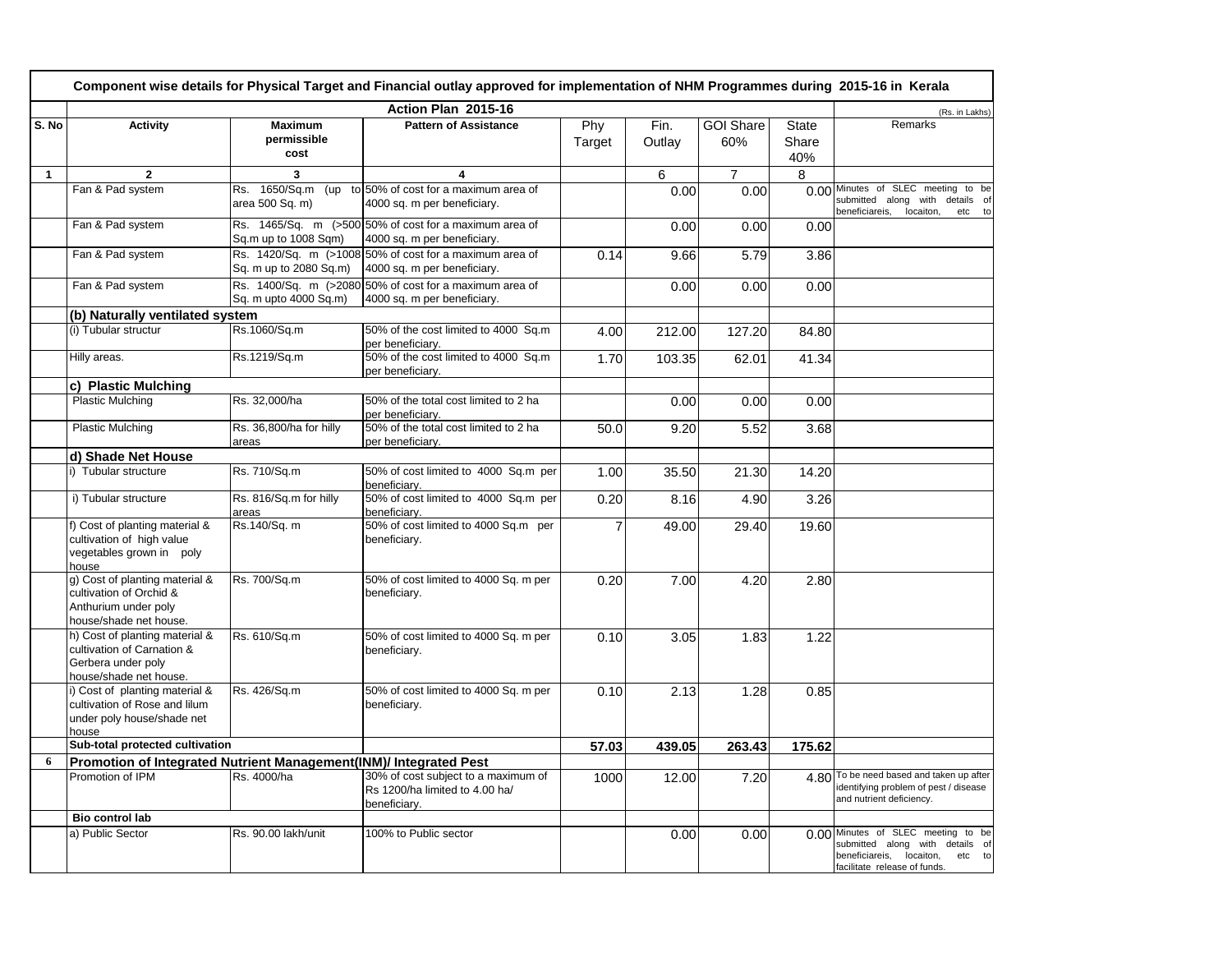**Component wise details for Physical Target and Financial outlay approved for implementation of NHM Programmes during 2015-16 in Kerala**

**Action Plan 2015-16** (Rs. in Lakhs)

| S. No | Activity | Maximum permissible cost | Pattern of Assistance | Phy Target | Fin. Outlay | GOI Share 60% | State Share 40% | Remarks |
|---|---|---|---|---|---|---|---|---|
| 1 | 2 | 3 | 4 | | 6 | 7 | 8 | |
| | Fan & Pad system | Rs. 1650/Sq.m (up to area 500 Sq. m) | 50% of cost for a maximum area of 4000 sq. m per beneficiary. | | 0.00 | 0.00 | 0.00 | Minutes of SLEC meeting to be submitted along with details of beneficiareis, locaiton, etc to |
| | Fan & Pad system | Rs. 1465/Sq. m (>500 Sq.m up to 1008 Sqm) | 50% of cost for a maximum area of 4000 sq. m per beneficiary. | | 0.00 | 0.00 | 0.00 | |
| | Fan & Pad system | Rs. 1420/Sq. m (>1008 Sq. m up to 2080 Sq.m) | 50% of cost for a maximum area of 4000 sq. m per beneficiary. | 0.14 | 9.66 | 5.79 | 3.86 | |
| | Fan & Pad system | Rs. 1400/Sq. m (>2080 Sq. m upto 4000 Sq.m) | 50% of cost for a maximum area of 4000 sq. m per beneficiary. | | 0.00 | 0.00 | 0.00 | |
| | **(b) Naturally ventilated system** | | | | | | | |
| | (i) Tubular structur | Rs.1060/Sq.m | 50% of the cost limited to 4000 Sq.m per beneficiary. | 4.00 | 212.00 | 127.20 | 84.80 | |
| | Hilly areas. | Rs.1219/Sq.m | 50% of the cost limited to 4000 Sq.m per beneficiary. | 1.70 | 103.35 | 62.01 | 41.34 | |
| | **c) Plastic Mulching** | | | | | | | |
| | Plastic Mulching | Rs. 32,000/ha | 50% of the total cost limited to 2 ha per beneficiary. | | 0.00 | 0.00 | 0.00 | |
| | Plastic Mulching | Rs. 36,800/ha for hilly areas | 50% of the total cost limited to 2 ha per beneficiary. | 50.0 | 9.20 | 5.52 | 3.68 | |
| | **d) Shade Net House** | | | | | | | |
| | i) Tubular structure | Rs. 710/Sq.m | 50% of cost limited to 4000 Sq.m per beneficiary. | 1.00 | 35.50 | 21.30 | 14.20 | |
| | i) Tubular structure | Rs. 816/Sq.m for hilly areas | 50% of cost limited to 4000 Sq.m per beneficiary. | 0.20 | 8.16 | 4.90 | 3.26 | |
| | f) Cost of planting material & cultivation of high value vegetables grown in poly house | Rs.140/Sq. m | 50% of cost limited to 4000 Sq.m per beneficiary. | 7 | 49.00 | 29.40 | 19.60 | |
| | g) Cost of planting material & cultivation of Orchid & Anthurium under poly house/shade net house. | Rs. 700/Sq.m | 50% of cost limited to 4000 Sq. m per beneficiary. | 0.20 | 7.00 | 4.20 | 2.80 | |
| | h) Cost of planting material & cultivation of Carnation & Gerbera under poly house/shade net house. | Rs. 610/Sq.m | 50% of cost limited to 4000 Sq. m per beneficiary. | 0.10 | 3.05 | 1.83 | 1.22 | |
| | i) Cost of planting material & cultivation of Rose and lilum under poly house/shade net house | Rs. 426/Sq.m | 50% of cost limited to 4000 Sq. m per beneficiary. | 0.10 | 2.13 | 1.28 | 0.85 | |
| | **Sub-total protected cultivation** | | | **57.03** | **439.05** | **263.43** | **175.62** | |
| **6** | **Promotion of Integrated Nutrient Management(INM)/ Integrated Pest** | | | | | | | |
| | Promotion of IPM | Rs. 4000/ha | 30% of cost subject to a maximum of Rs 1200/ha limited to 4.00 ha/ beneficiary. | 1000 | 12.00 | 7.20 | 4.80 | To be need based and taken up after identifying problem of pest / disease and nutrient deficiency. |
| | **Bio control lab** | | | | | | | |
| | a) Public Sector | Rs. 90.00 lakh/unit | 100% to Public sector | | 0.00 | 0.00 | 0.00 | Minutes of SLEC meeting to be submitted along with details of beneficiareis, locaiton, etc to facilitate release of funds. |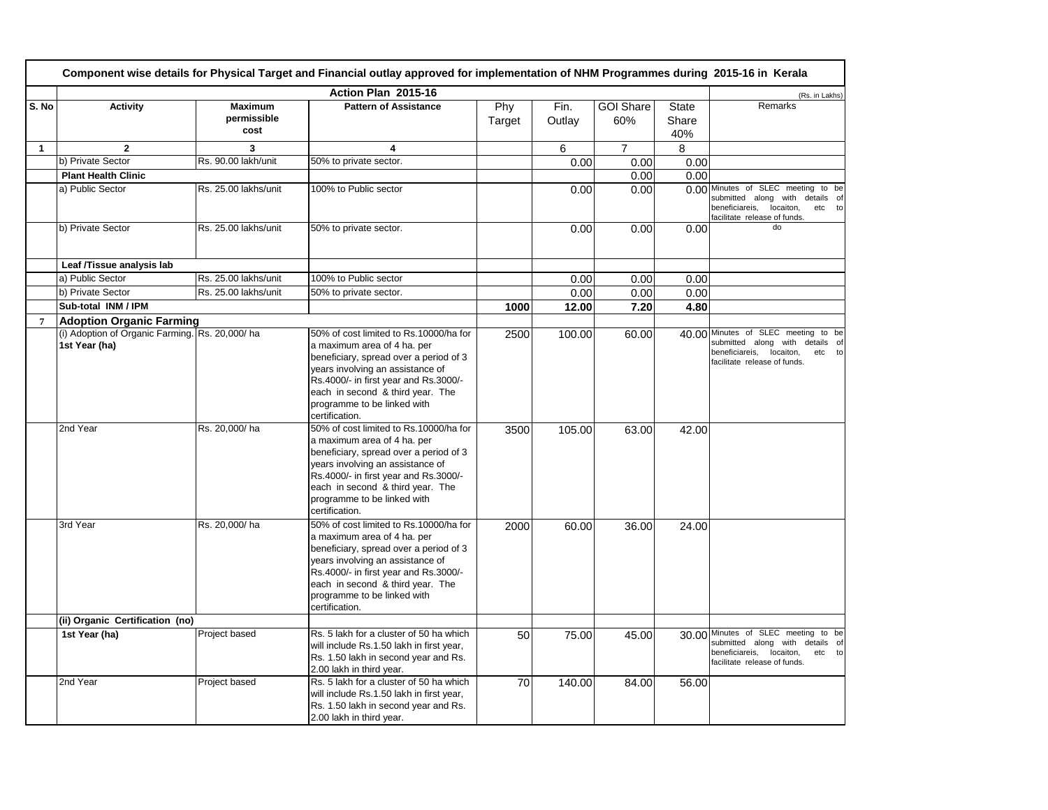## Component wise details for Physical Target and Financial outlay approved for implementation of NHM Programmes during 2015-16 in Kerala

Action Plan 2015-16 (Rs. in Lakhs)

| S. No | Activity | Maximum permissible cost | Pattern of Assistance | Phy Target | Fin. Outlay | GOI Share 60% | State Share 40% | Remarks |
|---|---|---|---|---|---|---|---|---|
| 1 | 2 | 3 | 4 | | 6 | 7 | 8 | |
| | b) Private Sector | Rs. 90.00 lakh/unit | 50% to private sector. | | 0.00 | 0.00 | 0.00 | |
| | **Plant Health Clinic** | | | | | 0.00 | 0.00 | |
| | a) Public Sector | Rs. 25.00 lakhs/unit | 100% to Public sector | | 0.00 | 0.00 | 0.00 | Minutes of SLEC meeting to be submitted along with details of beneficiareis, locaiton, etc to facilitate release of funds. |
| | b) Private Sector | Rs. 25.00 lakhs/unit | 50% to private sector. | | 0.00 | 0.00 | 0.00 | do |
| | **Leaf /Tissue analysis lab** | | | | | | | |
| | a) Public Sector | Rs. 25.00 lakhs/unit | 100% to Public sector | | 0.00 | 0.00 | 0.00 | |
| | b) Private Sector | Rs. 25.00 lakhs/unit | 50% to private sector. | | 0.00 | 0.00 | 0.00 | |
| | **Sub-total INM / IPM** | | | **1000** | **12.00** | **7.20** | **4.80** | |
| 7 | **Adoption Organic Farming** | | | | | | | |
| | **(i) Adoption of Organic Farming. 1st Year (ha)** | Rs. 20,000/ ha | 50% of cost limited to Rs.10000/ha for a maximum area of 4 ha. per beneficiary, spread over a period of 3 years involving an assistance of Rs.4000/- in first year and Rs.3000/- each in second & third year. The programme to be linked with certification. | 2500 | 100.00 | 60.00 | 40.00 | Minutes of SLEC meeting to be submitted along with details of beneficiareis, locaiton, etc to facilitate release of funds. |
| | 2nd Year | Rs. 20,000/ ha | 50% of cost limited to Rs.10000/ha for a maximum area of 4 ha. per beneficiary, spread over a period of 3 years involving an assistance of Rs.4000/- in first year and Rs.3000/- each in second & third year. The programme to be linked with certification. | 3500 | 105.00 | 63.00 | 42.00 | |
| | 3rd Year | Rs. 20,000/ ha | 50% of cost limited to Rs.10000/ha for a maximum area of 4 ha. per beneficiary, spread over a period of 3 years involving an assistance of Rs.4000/- in first year and Rs.3000/- each in second & third year. The programme to be linked with certification. | 2000 | 60.00 | 36.00 | 24.00 | |
| | **(ii) Organic Certification (no)** | | | | | | | |
| | **1st Year (ha)** | Project based | Rs. 5 lakh for a cluster of 50 ha which will include Rs.1.50 lakh in first year, Rs. 1.50 lakh in second year and Rs. 2.00 lakh in third year. | 50 | 75.00 | 45.00 | 30.00 | Minutes of SLEC meeting to be submitted along with details of beneficiareis, locaiton, etc to facilitate release of funds. |
| | 2nd Year | Project based | Rs. 5 lakh for a cluster of 50 ha which will include Rs.1.50 lakh in first year, Rs. 1.50 lakh in second year and Rs. 2.00 lakh in third year. | 70 | 140.00 | 84.00 | 56.00 | |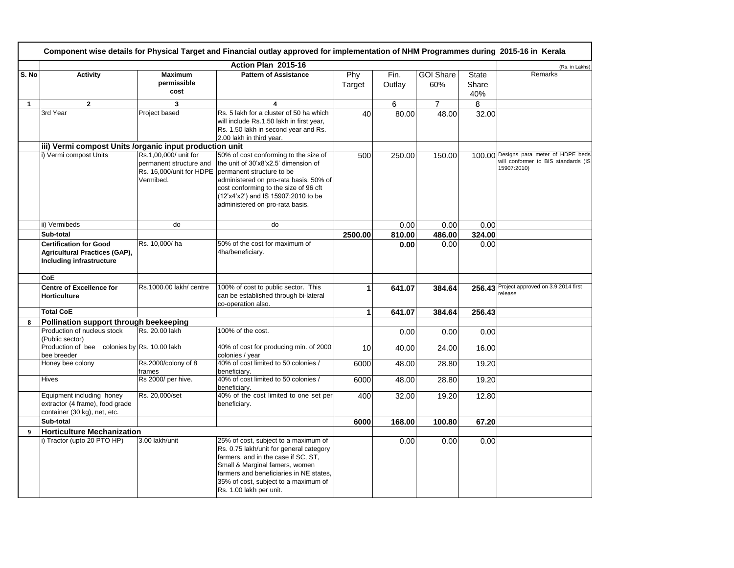## Component wise details for Physical Target and Financial outlay approved for implementation of NHM Programmes during 2015-16 in Kerala

| | Action Plan 2015-16 | | | | | | | (Rs. in Lakhs) |
|---|---|---|---|---|---|---|---|---|
| S. No | Activity | Maximum permissible cost | Pattern of Assistance | Phy Target | Fin. Outlay | GOI Share 60% | State Share 40% | Remarks |
| 1 | 2 | 3 | 4 | | 6 | 7 | 8 | |
| | 3rd Year | Project based | Rs. 5 lakh for a cluster of 50 ha which will include Rs.1.50 lakh in first year, Rs. 1.50 lakh in second year and Rs. 2.00 lakh in third year. | 40 | 80.00 | 48.00 | 32.00 | |
| | **iii) Vermi compost Units /organic input production unit** | | | | | | | |
| | i) Vermi compost Units | Rs.1,00,000/ unit for permanent structure and Rs. 16,000/unit for HDPE Vermibed. | 50% of cost conforming to the size of the unit of 30'x8'x2.5' dimension of permanent structure to be administered on pro-rata basis. 50% of cost conforming to the size of 96 cft (12'x4'x2') and IS 15907:2010 to be administered on pro-rata basis. | 500 | 250.00 | 150.00 | 100.00 | Designs para meter of HDPE beds will conformer to BIS standards (IS 15907:2010) |
| | ii) Vermibeds | do | do | | 0.00 | 0.00 | 0.00 | |
| | **Sub-total** | | | **2500.00** | **810.00** | **486.00** | **324.00** | |
| | **Certification for Good Agricultural Practices (GAP), Including infrastructure** | Rs. 10,000/ ha | 50% of the cost for maximum of 4ha/beneficiary. | | **0.00** | 0.00 | 0.00 | |
| | **CoE** | | | | | | | |
| | **Centre of Excellence for Horticulture** | Rs.1000.00 lakh/ centre | 100% of cost to public sector. This can be established through bi-lateral co-operation also. | **1** | **641.07** | **384.64** | **256.43** | Project approved on 3.9.2014 first release |
| | **Total CoE** | | | **1** | **641.07** | **384.64** | **256.43** | |
| **8** | **Pollination support through beekeeping** | | | | | | | |
| | Production of nucleus stock (Public sector) | Rs. 20.00 lakh | 100% of the cost. | | 0.00 | 0.00 | 0.00 | |
| | Production of bee colonies by bee breeder | Rs. 10.00 lakh | 40% of cost for producing min. of 2000 colonies / year | 10 | 40.00 | 24.00 | 16.00 | |
| | Honey bee colony | Rs.2000/colony of 8 frames | 40% of cost limited to 50 colonies / beneficiary. | 6000 | 48.00 | 28.80 | 19.20 | |
| | Hives | Rs 2000/ per hive. | 40% of cost limited to 50 colonies / beneficiary. | 6000 | 48.00 | 28.80 | 19.20 | |
| | Equipment including honey extractor (4 frame), food grade container (30 kg), net, etc. | Rs. 20,000/set | 40% of the cost limited to one set per beneficiary. | 400 | 32.00 | 19.20 | 12.80 | |
| | **Sub-total** | | | **6000** | **168.00** | **100.80** | **67.20** | |
| **9** | **Horticulture Mechanization** | | | | | | | |
| | i) Tractor (upto 20 PTO HP) | 3.00 lakh/unit | 25% of cost, subject to a maximum of Rs. 0.75 lakh/unit for general category farmers, and in the case if SC, ST, Small & Marginal famers, women farmers and beneficiaries in NE states, 35% of cost, subject to a maximum of Rs. 1.00 lakh per unit. | | 0.00 | 0.00 | 0.00 | |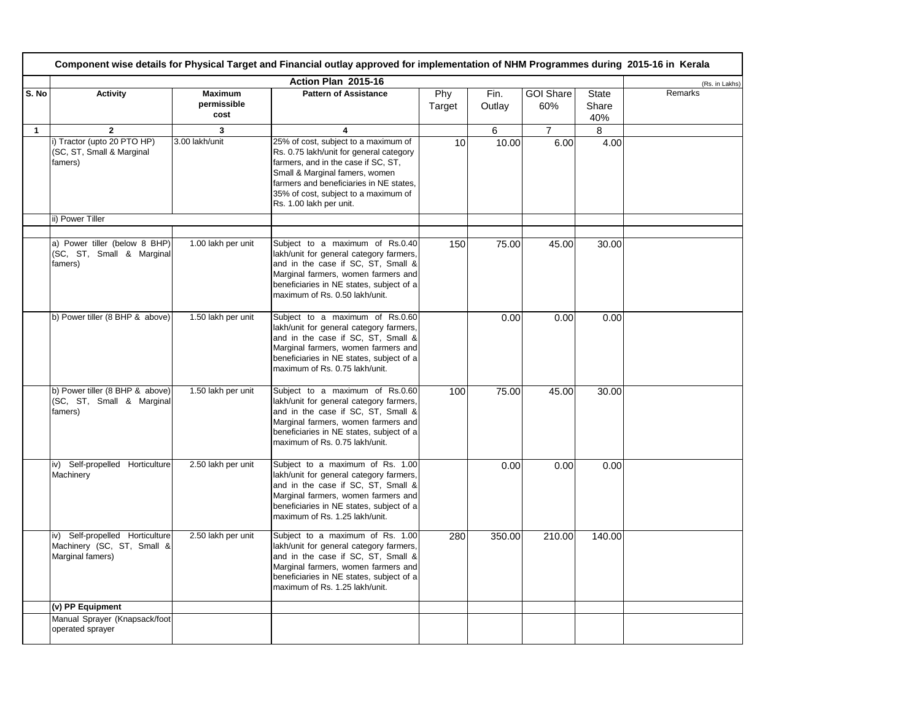## Component wise details for Physical Target and Financial outlay approved for implementation of NHM Programmes during 2015-16 in Kerala

Action Plan 2015-16

(Rs. in Lakhs)

| S. No | Activity | Maximum permissible cost | Pattern of Assistance | Phy Target | Fin. Outlay | GOI Share 60% | State Share 40% | Remarks |
|---|---|---|---|---|---|---|---|---|
| 1 | 2 | 3 | 4 | | 6 | 7 | 8 | |
| | i) Tractor (upto 20 PTO HP) (SC, ST, Small & Marginal famers) | 3.00 lakh/unit | 25% of cost, subject to a maximum of Rs. 0.75 lakh/unit for general category farmers, and in the case if SC, ST, Small & Marginal famers, women farmers and beneficiaries in NE states, 35% of cost, subject to a maximum of Rs. 1.00 lakh per unit. | 10 | 10.00 | 6.00 | 4.00 | |
| | ii) Power Tiller | | | | | | | |
| | | | | | | | | |
| | a) Power tiller (below 8 BHP) (SC, ST, Small & Marginal famers) | 1.00 lakh per unit | Subject to a maximum of Rs.0.40 lakh/unit for general category farmers, and in the case if SC, ST, Small & Marginal farmers, women farmers and beneficiaries in NE states, subject of a maximum of Rs. 0.50 lakh/unit. | 150 | 75.00 | 45.00 | 30.00 | |
| | b) Power tiller (8 BHP & above) | 1.50 lakh per unit | Subject to a maximum of Rs.0.60 lakh/unit for general category farmers, and in the case if SC, ST, Small & Marginal farmers, women farmers and beneficiaries in NE states, subject of a maximum of Rs. 0.75 lakh/unit. | | 0.00 | 0.00 | 0.00 | |
| | b) Power tiller (8 BHP & above) (SC, ST, Small & Marginal famers) | 1.50 lakh per unit | Subject to a maximum of Rs.0.60 lakh/unit for general category farmers, and in the case if SC, ST, Small & Marginal farmers, women farmers and beneficiaries in NE states, subject of a maximum of Rs. 0.75 lakh/unit. | 100 | 75.00 | 45.00 | 30.00 | |
| | iv) Self-propelled Horticulture Machinery | 2.50 lakh per unit | Subject to a maximum of Rs. 1.00 lakh/unit for general category farmers, and in the case if SC, ST, Small & Marginal farmers, women farmers and beneficiaries in NE states, subject of a maximum of Rs. 1.25 lakh/unit. | | 0.00 | 0.00 | 0.00 | |
| | iv) Self-propelled Horticulture Machinery (SC, ST, Small & Marginal famers) | 2.50 lakh per unit | Subject to a maximum of Rs. 1.00 lakh/unit for general category farmers, and in the case if SC, ST, Small & Marginal farmers, women farmers and beneficiaries in NE states, subject of a maximum of Rs. 1.25 lakh/unit. | 280 | 350.00 | 210.00 | 140.00 | |
| | **(v) PP Equipment** | | | | | | | |
| | Manual Sprayer (Knapsack/foot operated sprayer | | | | | | | |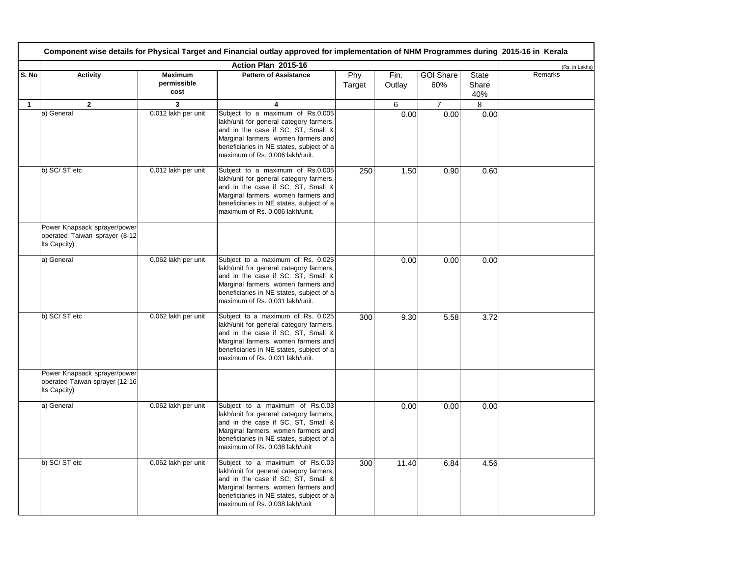| Component wise details for Physical Target and Financial outlay approved for implementation of NHM Programmes during 2015-16 in Kerala | | | | | | | | | |
|---|---|---|---|---|---|---|---|---|---|
| | Action Plan 2015-16 | | | | | | | | (Rs. in Lakhs) |
| S. No | Activity | Maximum permissible cost | Pattern of Assistance | Phy Target | Fin. Outlay | GOI Share 60% | State Share 40% | Remarks | |
| 1 | 2 | 3 | 4 | | 6 | 7 | 8 | | |
| | a) General | 0.012 lakh per unit | Subject to a maximum of Rs.0.005 lakh/unit for general category farmers, and in the case if SC, ST, Small & Marginal farmers, women farmers and beneficiaries in NE states, subject of a maximum of Rs. 0.006 lakh/unit. | | 0.00 | 0.00 | 0.00 | | |
| | b) SC/ ST etc | 0.012 lakh per unit | Subject to a maximum of Rs.0.005 lakh/unit for general category farmers, and in the case if SC, ST, Small & Marginal farmers, women farmers and beneficiaries in NE states, subject of a maximum of Rs. 0.006 lakh/unit. | 250 | 1.50 | 0.90 | 0.60 | | |
| | Power Knapsack sprayer/power operated Taiwan sprayer (8-12 lts Capcity) | | | | | | | | |
| | a) General | 0.062 lakh per unit | Subject to a maximum of Rs. 0.025 lakh/unit for general category farmers, and in the case if SC, ST, Small & Marginal farmers, women farmers and beneficiaries in NE states, subject of a maximum of Rs. 0.031 lakh/unit. | | 0.00 | 0.00 | 0.00 | | |
| | b) SC/ ST etc | 0.062 lakh per unit | Subject to a maximum of Rs. 0.025 lakh/unit for general category farmers, and in the case if SC, ST, Small & Marginal farmers, women farmers and beneficiaries in NE states, subject of a maximum of Rs. 0.031 lakh/unit. | 300 | 9.30 | 5.58 | 3.72 | | |
| | Power Knapsack sprayer/power operated Taiwan sprayer (12-16 lts Capcity) | | | | | | | | |
| | a) General | 0.062 lakh per unit | Subject to a maximum of Rs.0.03 lakh/unit for general category farmers, and in the case if SC, ST, Small & Marginal farmers, women farmers and beneficiaries in NE states, subject of a maximum of Rs. 0.038 lakh/unit | | 0.00 | 0.00 | 0.00 | | |
| | b) SC/ ST etc | 0.062 lakh per unit | Subject to a maximum of Rs.0.03 lakh/unit for general category farmers, and in the case if SC, ST, Small & Marginal farmers, women farmers and beneficiaries in NE states, subject of a maximum of Rs. 0.038 lakh/unit | 300 | 11.40 | 6.84 | 4.56 | | |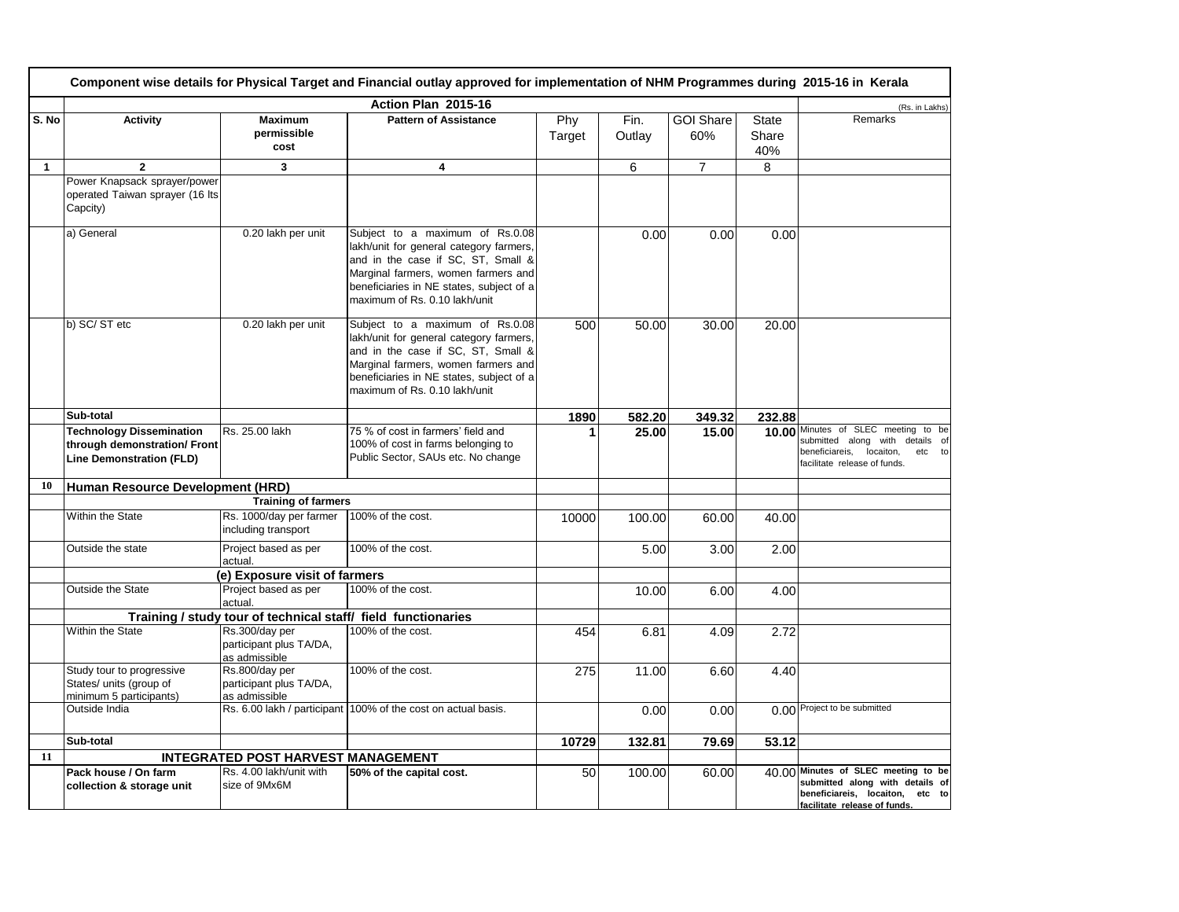| Component wise details for Physical Target and Financial outlay approved for implementation of NHM Programmes during 2015-16 in Kerala | | | | | | | | |
|---|---|---|---|---|---|---|---|---|
| | Action Plan 2015-16 | | | | | | | (Rs. in Lakhs) |
| S. No | Activity | Maximum permissible cost | Pattern of Assistance | Phy Target | Fin. Outlay | GOI Share 60% | State Share 40% | Remarks |
| 1 | 2 | 3 | 4 | | 6 | 7 | 8 | |
| | Power Knapsack sprayer/power operated Taiwan sprayer (16 lts Capcity) | | | | | | | |
| | a) General | 0.20 lakh per unit | Subject to a maximum of Rs.0.08 lakh/unit for general category farmers, and in the case if SC, ST, Small & Marginal farmers, women farmers and beneficiaries in NE states, subject of a maximum of Rs. 0.10 lakh/unit | | 0.00 | 0.00 | 0.00 | |
| | b) SC/ ST etc | 0.20 lakh per unit | Subject to a maximum of Rs.0.08 lakh/unit for general category farmers, and in the case if SC, ST, Small & Marginal farmers, women farmers and beneficiaries in NE states, subject of a maximum of Rs. 0.10 lakh/unit | 500 | 50.00 | 30.00 | 20.00 | |
| | **Sub-total** | | | **1890** | **582.20** | **349.32** | **232.88** | |
| | **Technology Dissemination through demonstration/ Front Line Demonstration (FLD)** | Rs. 25.00 lakh | 75 % of cost in farmers' field and 100% of cost in farms belonging to Public Sector, SAUs etc. No change | **1** | **25.00** | **15.00** | **10.00** | Minutes of SLEC meeting to be submitted along with details of beneficiareis, locaiton, etc to facilitate release of funds. |
| **10** | **Human Resource Development (HRD)** | | | | | | | |
| | | **Training of farmers** | | | | | | |
| | Within the State | Rs. 1000/day per farmer including transport | 100% of the cost. | 10000 | 100.00 | 60.00 | 40.00 | |
| | Outside the state | Project based as per actual. | 100% of the cost. | | 5.00 | 3.00 | 2.00 | |
| | | **(e) Exposure visit of farmers** | | | | | | |
| | Outside the State | Project based as per actual. | 100% of the cost. | | 10.00 | 6.00 | 4.00 | |
| | | **Training / study tour of technical staff/ field functionaries** | | | | | | |
| | Within the State | Rs.300/day per participant plus TA/DA, as admissible | 100% of the cost. | 454 | 6.81 | 4.09 | 2.72 | |
| | Study tour to progressive States/ units (group of minimum 5 participants) | Rs.800/day per participant plus TA/DA, as admissible | 100% of the cost. | 275 | 11.00 | 6.60 | 4.40 | |
| | Outside India | Rs. 6.00 lakh / participant | 100% of the cost on actual basis. | | 0.00 | 0.00 | 0.00 | Project to be submitted |
| | **Sub-total** | | | **10729** | **132.81** | **79.69** | **53.12** | |
| **11** | | **INTEGRATED POST HARVEST MANAGEMENT** | | | | | | |
| | **Pack house / On farm collection & storage unit** | Rs. 4.00 lakh/unit with size of 9Mx6M | **50% of the capital cost.** | 50 | 100.00 | 60.00 | 40.00 | **Minutes of SLEC meeting to be submitted along with details of beneficiareis, locaiton, etc to facilitate release of funds.** |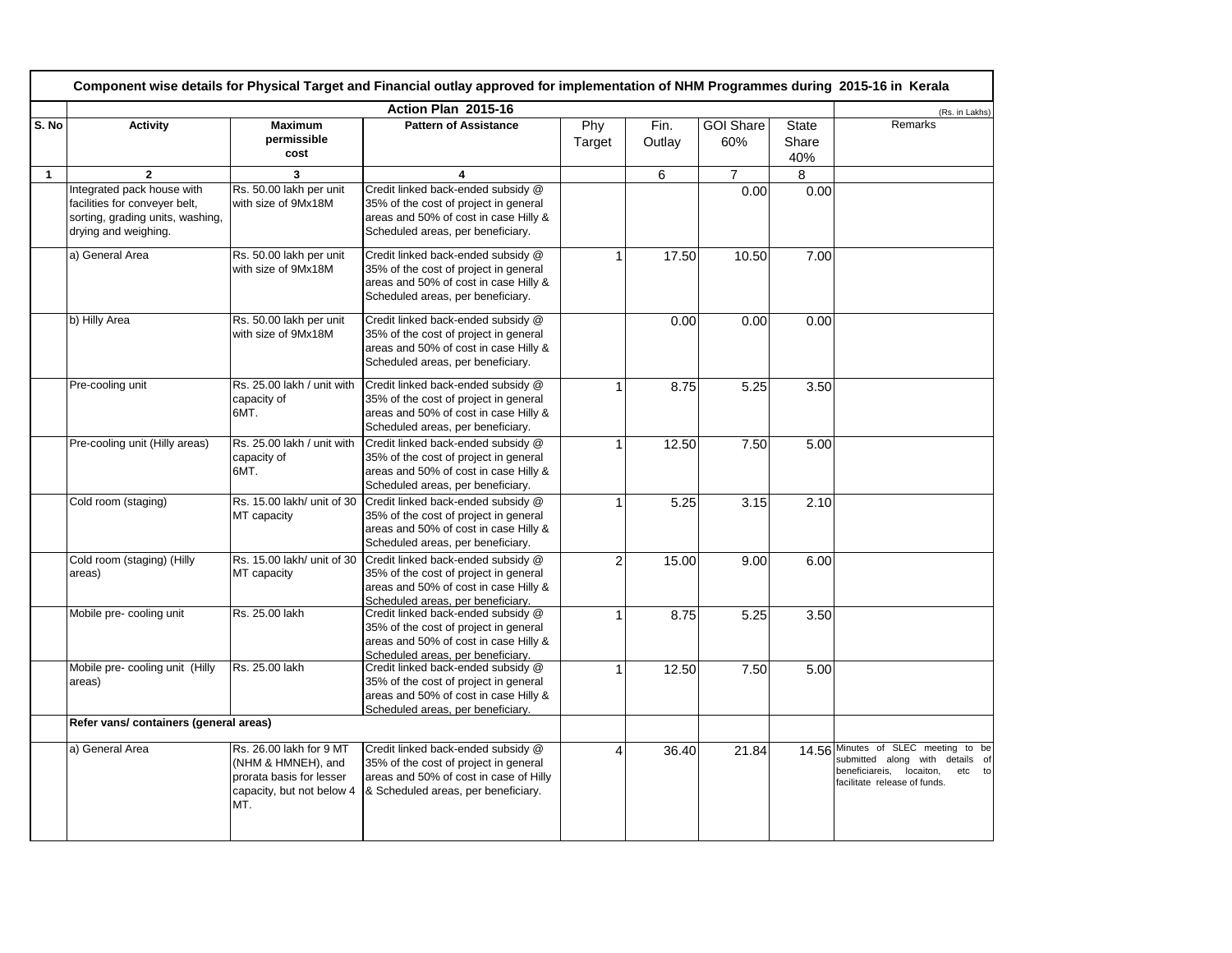# Component wise details for Physical Target and Financial outlay approved for implementation of NHM Programmes during 2015-16 in Kerala

| | Action Plan 2015-16 | | | | | | | (Rs. in Lakhs) |
|---|---|---|---|---|---|---|---|---|
| S. No | Activity | Maximum permissible cost | Pattern of Assistance | Phy Target | Fin. Outlay | GOI Share 60% | State Share 40% | Remarks |
| 1 | 2 | 3 | 4 | | 6 | 7 | 8 | |
| | Integrated pack house with facilities for conveyer belt, sorting, grading units, washing, drying and weighing. | Rs. 50.00 lakh per unit with size of 9Mx18M | Credit linked back-ended subsidy @ 35% of the cost of project in general areas and 50% of cost in case Hilly & Scheduled areas, per beneficiary. | | | 0.00 | 0.00 | |
| | a) General Area | Rs. 50.00 lakh per unit with size of 9Mx18M | Credit linked back-ended subsidy @ 35% of the cost of project in general areas and 50% of cost in case Hilly & Scheduled areas, per beneficiary. | 1 | 17.50 | 10.50 | 7.00 | |
| | b) Hilly Area | Rs. 50.00 lakh per unit with size of 9Mx18M | Credit linked back-ended subsidy @ 35% of the cost of project in general areas and 50% of cost in case Hilly & Scheduled areas, per beneficiary. | | 0.00 | 0.00 | 0.00 | |
| | Pre-cooling unit | Rs. 25.00 lakh / unit with capacity of 6MT. | Credit linked back-ended subsidy @ 35% of the cost of project in general areas and 50% of cost in case Hilly & Scheduled areas, per beneficiary. | 1 | 8.75 | 5.25 | 3.50 | |
| | Pre-cooling unit (Hilly areas) | Rs. 25.00 lakh / unit with capacity of 6MT. | Credit linked back-ended subsidy @ 35% of the cost of project in general areas and 50% of cost in case Hilly & Scheduled areas, per beneficiary. | 1 | 12.50 | 7.50 | 5.00 | |
| | Cold room (staging) | Rs. 15.00 lakh/ unit of 30 MT capacity | Credit linked back-ended subsidy @ 35% of the cost of project in general areas and 50% of cost in case Hilly & Scheduled areas, per beneficiary. | 1 | 5.25 | 3.15 | 2.10 | |
| | Cold room (staging) (Hilly areas) | Rs. 15.00 lakh/ unit of 30 MT capacity | Credit linked back-ended subsidy @ 35% of the cost of project in general areas and 50% of cost in case Hilly & Scheduled areas, per beneficiary. | 2 | 15.00 | 9.00 | 6.00 | |
| | Mobile pre- cooling unit | Rs. 25.00 lakh | Credit linked back-ended subsidy @ 35% of the cost of project in general areas and 50% of cost in case Hilly & Scheduled areas, per beneficiary. | 1 | 8.75 | 5.25 | 3.50 | |
| | Mobile pre- cooling unit (Hilly areas) | Rs. 25.00 lakh | Credit linked back-ended subsidy @ 35% of the cost of project in general areas and 50% of cost in case Hilly & Scheduled areas, per beneficiary. | 1 | 12.50 | 7.50 | 5.00 | |
| | **Refer vans/ containers (general areas)** | | | | | | | |
| | a) General Area | Rs. 26.00 lakh for 9 MT (NHM & HMNEH), and prorata basis for lesser capacity, but not below 4 MT. | Credit linked back-ended subsidy @ 35% of the cost of project in general areas and 50% of cost in case of Hilly & Scheduled areas, per beneficiary. | 4 | 36.40 | 21.84 | 14.56 | Minutes of SLEC meeting to be submitted along with details of beneficiareis, locaiton, etc to facilitate release of funds. |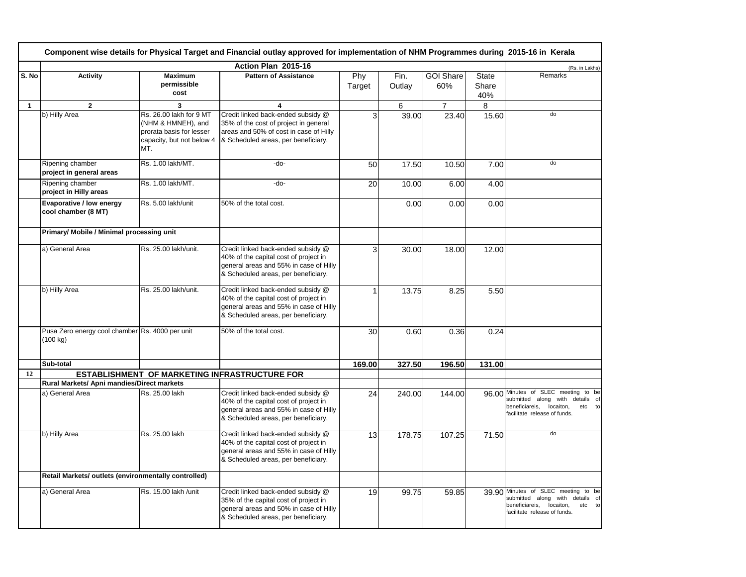# Component wise details for Physical Target and Financial outlay approved for implementation of NHM Programmes during 2015-16 in Kerala

| | Action Plan 2015-16 | | | | | | | (Rs. in Lakhs) |
|---|---|---|---|---|---|---|---|---|
| S. No | Activity | Maximum permissible cost | Pattern of Assistance | Phy Target | Fin. Outlay | GOI Share 60% | State Share 40% | Remarks |
| 1 | 2 | 3 | 4 | | 6 | 7 | 8 | |
| | b) Hilly Area | Rs. 26.00 lakh for 9 MT (NHM & HMNEH), and prorata basis for lesser capacity, but not below 4 MT. | Credit linked back-ended subsidy @ 35% of the cost of project in general areas and 50% of cost in case of Hilly & Scheduled areas, per beneficiary. | 3 | 39.00 | 23.40 | 15.60 | do |
| | Ripening chamber **project in general areas** | Rs. 1.00 lakh/MT. | -do- | 50 | 17.50 | 10.50 | 7.00 | do |
| | Ripening chamber **project in Hilly areas** | Rs. 1.00 lakh/MT. | -do- | 20 | 10.00 | 6.00 | 4.00 | |
| | **Evaporative / low energy cool chamber (8 MT)** | Rs. 5.00 lakh/unit | 50% of the total cost. | | 0.00 | 0.00 | 0.00 | |
| | **Primary/ Mobile / Minimal processing unit** | | | | | | | |
| | a) General Area | Rs. 25.00 lakh/unit. | Credit linked back-ended subsidy @ 40% of the capital cost of project in general areas and 55% in case of Hilly & Scheduled areas, per beneficiary. | 3 | 30.00 | 18.00 | 12.00 | |
| | b) Hilly Area | Rs. 25.00 lakh/unit. | Credit linked back-ended subsidy @ 40% of the capital cost of project in general areas and 55% in case of Hilly & Scheduled areas, per beneficiary. | 1 | 13.75 | 8.25 | 5.50 | |
| | Pusa Zero energy cool chamber (100 kg) | Rs. 4000 per unit | 50% of the total cost. | 30 | 0.60 | 0.36 | 0.24 | |
| | **Sub-total** | | | **169.00** | **327.50** | **196.50** | **131.00** | |
| **12** | **ESTABLISHMENT OF MARKETING INFRASTRUCTURE FOR** | | | | | | | |
| | **Rural Markets/ Apni mandies/Direct markets** | | | | | | | |
| | a) General Area | Rs. 25.00 lakh | Credit linked back-ended subsidy @ 40% of the capital cost of project in general areas and 55% in case of Hilly & Scheduled areas, per beneficiary. | 24 | 240.00 | 144.00 | 96.00 | Minutes of SLEC meeting to be submitted along with details of beneficiareis, locaiton, etc to facilitate release of funds. |
| | b) Hilly Area | Rs. 25.00 lakh | Credit linked back-ended subsidy @ 40% of the capital cost of project in general areas and 55% in case of Hilly & Scheduled areas, per beneficiary. | 13 | 178.75 | 107.25 | 71.50 | do |
| | **Retail Markets/ outlets (environmentally controlled)** | | | | | | | |
| | a) General Area | Rs. 15.00 lakh /unit | Credit linked back-ended subsidy @ 35% of the capital cost of project in general areas and 50% in case of Hilly & Scheduled areas, per beneficiary. | 19 | 99.75 | 59.85 | 39.90 | Minutes of SLEC meeting to be submitted along with details of beneficiareis, locaiton, etc to facilitate release of funds. |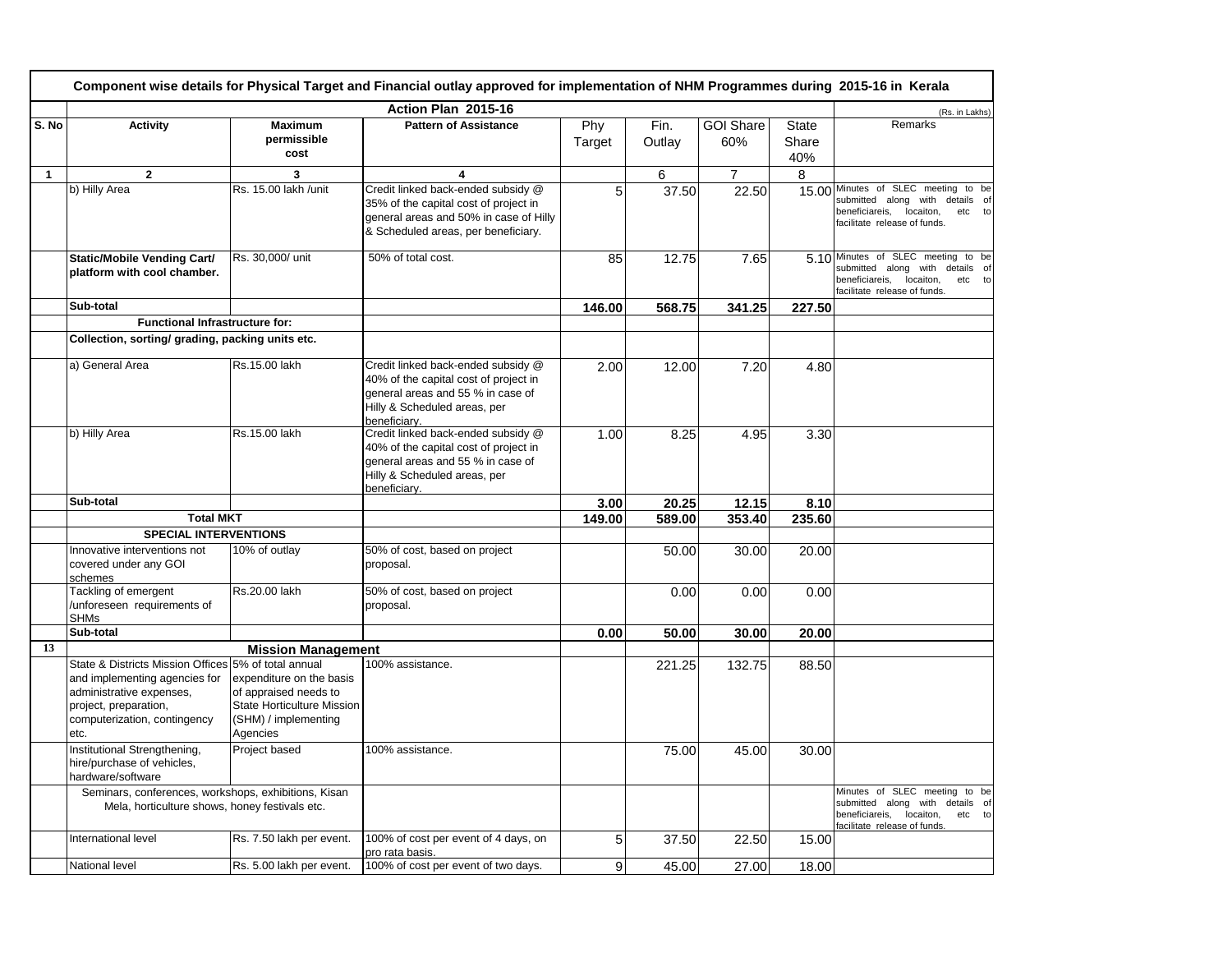**Component wise details for Physical Target and Financial outlay approved for implementation of NHM Programmes during 2015-16 in Kerala**

| | Action Plan 2015-16 | | | | | | | (Rs. in Lakhs) |
|---|---|---|---|---|---|---|---|---|
| S. No | Activity | Maximum permissible cost | Pattern of Assistance | Phy Target | Fin. Outlay | GOI Share 60% | State Share 40% | Remarks |
| 1 | 2 | 3 | 4 | | 6 | 7 | 8 | |
| | b) Hilly Area | Rs. 15.00 lakh /unit | Credit linked back-ended subsidy @ 35% of the capital cost of project in general areas and 50% in case of Hilly & Scheduled areas, per beneficiary. | 5 | 37.50 | 22.50 | 15.00 | Minutes of SLEC meeting to be submitted along with details of beneficiareis, locaiton, etc to facilitate release of funds. |
| | **Static/Mobile Vending Cart/ platform with cool chamber.** | Rs. 30,000/ unit | 50% of total cost. | 85 | 12.75 | 7.65 | 5.10 | Minutes of SLEC meeting to be submitted along with details of beneficiareis, locaiton, etc to facilitate release of funds. |
| | **Sub-total** | | | **146.00** | **568.75** | **341.25** | **227.50** | |
| | **Functional Infrastructure for:** | | | | | | | |
| | **Collection, sorting/ grading, packing units etc.** | | | | | | | |
| | a) General Area | Rs.15.00 lakh | Credit linked back-ended subsidy @ 40% of the capital cost of project in general areas and 55 % in case of Hilly & Scheduled areas, per beneficiary. | 2.00 | 12.00 | 7.20 | 4.80 | |
| | b) Hilly Area | Rs.15.00 lakh | Credit linked back-ended subsidy @ 40% of the capital cost of project in general areas and 55 % in case of Hilly & Scheduled areas, per beneficiary. | 1.00 | 8.25 | 4.95 | 3.30 | |
| | **Sub-total** | | | **3.00** | **20.25** | **12.15** | **8.10** | |
| | **Total MKT** | | | **149.00** | **589.00** | **353.40** | **235.60** | |
| | **SPECIAL INTERVENTIONS** | | | | | | | |
| | Innovative interventions not covered under any GOI schemes | 10% of outlay | 50% of cost, based on project proposal. | | 50.00 | 30.00 | 20.00 | |
| | Tackling of emergent /unforeseen requirements of SHMs | Rs.20.00 lakh | 50% of cost, based on project proposal. | | 0.00 | 0.00 | 0.00 | |
| | **Sub-total** | | | **0.00** | **50.00** | **30.00** | **20.00** | |
| **13** | **Mission Management** | | | | | | | |
| | State & Districts Mission Offices and implementing agencies for administrative expenses, project, preparation, computerization, contingency etc. | 5% of total annual expenditure on the basis of appraised needs to State Horticulture Mission (SHM) / implementing Agencies | 100% assistance. | | 221.25 | 132.75 | 88.50 | |
| | Institutional Strengthening, hire/purchase of vehicles, hardware/software | Project based | 100% assistance. | | 75.00 | 45.00 | 30.00 | |
| | Seminars, conferences, workshops, exhibitions, Kisan Mela, horticulture shows, honey festivals etc. | | | | | | | Minutes of SLEC meeting to be submitted along with details of beneficiareis, locaiton, etc to facilitate release of funds. |
| | International level | Rs. 7.50 lakh per event. | 100% of cost per event of 4 days, on pro rata basis. | 5 | 37.50 | 22.50 | 15.00 | |
| | National level | Rs. 5.00 lakh per event. | 100% of cost per event of two days. | 9 | 45.00 | 27.00 | 18.00 | |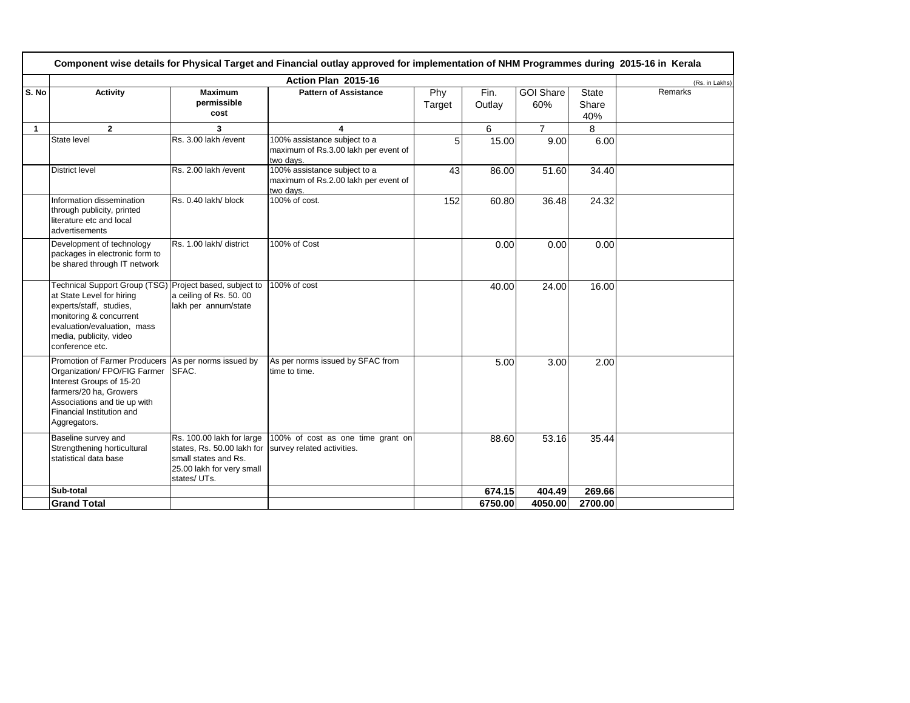**Component wise details for Physical Target and Financial outlay approved for implementation of NHM Programmes during 2015-16 in Kerala**

**Action Plan 2015-16**

(Rs. in Lakhs)

| S. No | Activity | Maximum permissible cost | Pattern of Assistance | Phy Target | Fin. Outlay | GOI Share 60% | State Share 40% | Remarks |
|---|---|---|---|---|---|---|---|---|
| 1 | 2 | 3 | 4 | | 6 | 7 | 8 | |
| | State level | Rs. 3.00 lakh /event | 100% assistance subject to a maximum of Rs.3.00 lakh per event of two days. | 5 | 15.00 | 9.00 | 6.00 | |
| | District level | Rs. 2.00 lakh /event | 100% assistance subject to a maximum of Rs.2.00 lakh per event of two days. | 43 | 86.00 | 51.60 | 34.40 | |
| | Information dissemination through publicity, printed literature etc and local advertisements | Rs. 0.40 lakh/ block | 100% of cost. | 152 | 60.80 | 36.48 | 24.32 | |
| | Development of technology packages in electronic form to be shared through IT network | Rs. 1.00 lakh/ district | 100% of Cost | | 0.00 | 0.00 | 0.00 | |
| | Technical Support Group (TSG) at State Level for hiring experts/staff, studies, monitoring & concurrent evaluation/evaluation, mass media, publicity, video conference etc. | Project based, subject to a ceiling of Rs. 50. 00 lakh per annum/state | 100% of cost | | 40.00 | 24.00 | 16.00 | |
| | Promotion of Farmer Producers Organization/ FPO/FIG Farmer Interest Groups of 15-20 farmers/20 ha, Growers Associations and tie up with Financial Institution and Aggregators. | As per norms issued by SFAC. | As per norms issued by SFAC from time to time. | | 5.00 | 3.00 | 2.00 | |
| | Baseline survey and Strengthening horticultural statistical data base | Rs. 100.00 lakh for large states, Rs. 50.00 lakh for small states and Rs. 25.00 lakh for very small states/ UTs. | 100% of cost as one time grant on survey related activities. | | 88.60 | 53.16 | 35.44 | |
| | **Sub-total** | | | | **674.15** | **404.49** | **269.66** | |
| | **Grand Total** | | | | **6750.00** | **4050.00** | **2700.00** | |